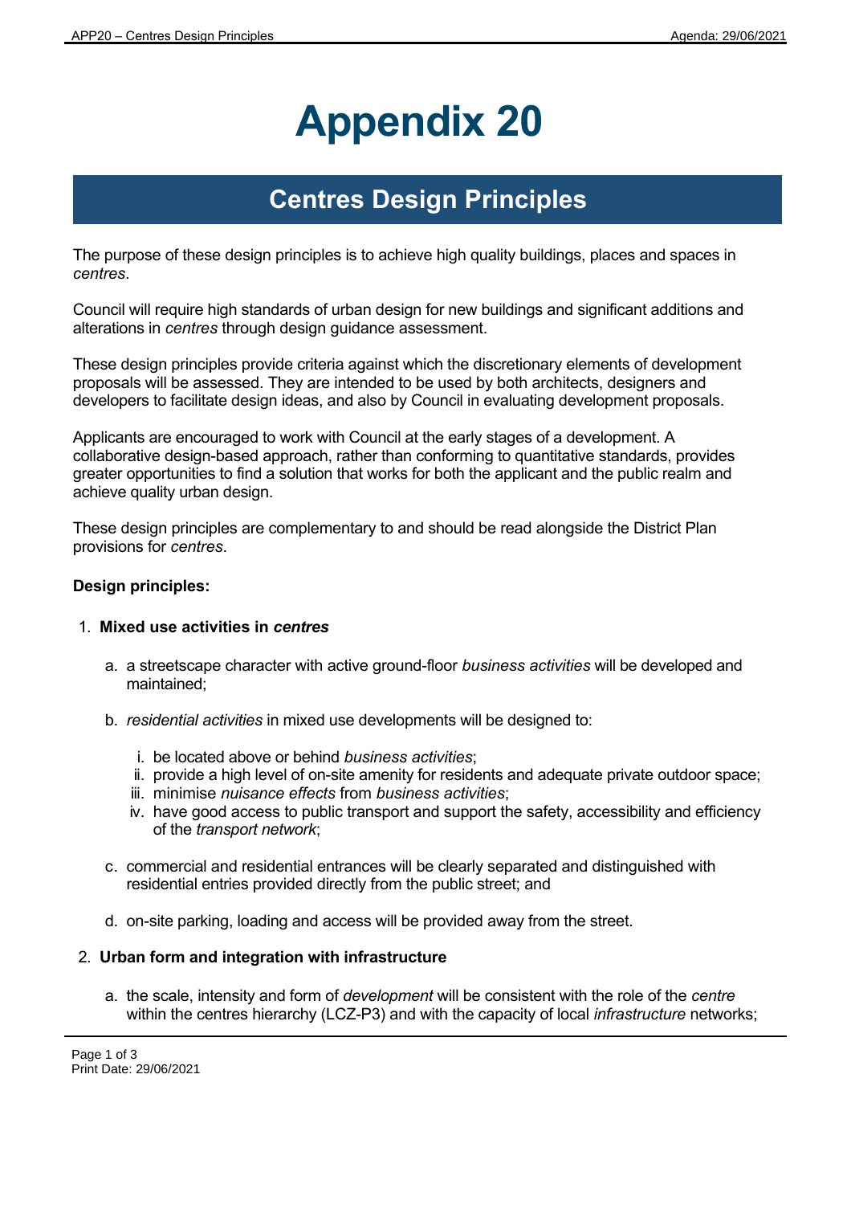# Appendix 20

## Centres Design Principles

The purpose of these design principles is to achieve high quality buildings, places and spaces in *centres*.

Council will require high standards of urban design for new buildings and significant additions and alterations in *centres* through design guidance assessment.

These design principles provide criteria against which the discretionary elements of development proposals will be assessed. They are intended to be used by both architects, designers and developers to facilitate design ideas, and also by Council in evaluating development proposals.

Applicants are encouraged to work with Council at the early stages of a development. A collaborative design-based approach, rather than conforming to quantitative standards, provides greater opportunities to find a solution that works for both the applicant and the public realm and achieve quality urban design.

These design principles are complementary to and should be read alongside the District Plan provisions for *centres*.

**Design principles:**

1. **Mixed use activities in *centres***

   a. a streetscape character with active ground-floor *business activities* will be developed and maintained;

   b. *residential activities* in mixed use developments will be designed to:

      i. be located above or behind *business activities*;
      ii. provide a high level of on-site amenity for residents and adequate private outdoor space;
      iii. minimise *nuisance effects* from *business activities*;
      iv. have good access to public transport and support the safety, accessibility and efficiency of the *transport network*;

   c. commercial and residential entrances will be clearly separated and distinguished with residential entries provided directly from the public street; and

   d. on-site parking, loading and access will be provided away from the street.

2. **Urban form and integration with infrastructure**

   a. the scale, intensity and form of *development* will be consistent with the role of the *centre* within the centres hierarchy (LCZ-P3) and with the capacity of local *infrastructure* networks;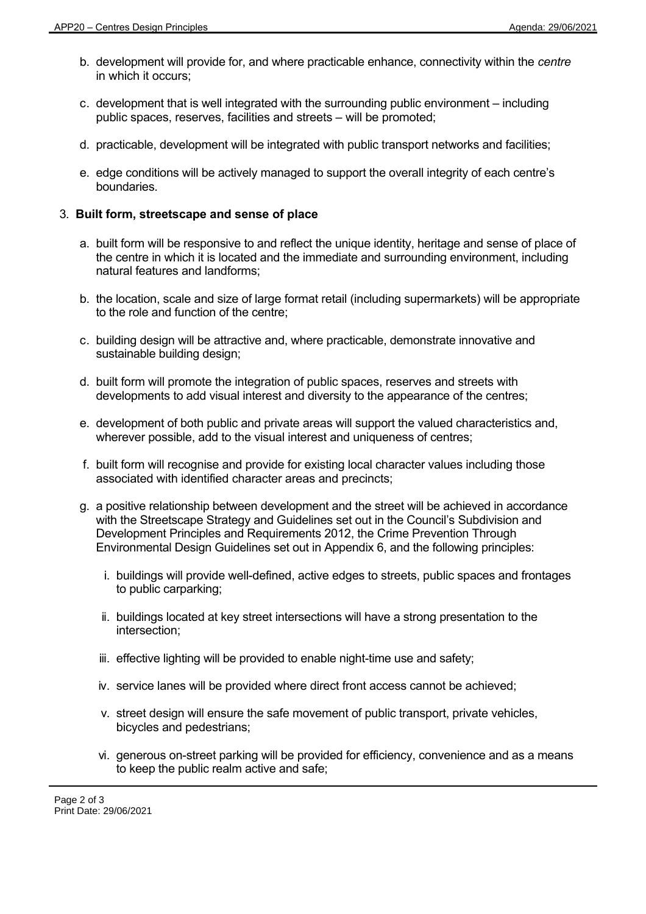b. development will provide for, and where practicable enhance, connectivity within the *centre* in which it occurs;

c. development that is well integrated with the surrounding public environment – including public spaces, reserves, facilities and streets – will be promoted;

d. practicable, development will be integrated with public transport networks and facilities;

e. edge conditions will be actively managed to support the overall integrity of each centre's boundaries.

3. **Built form, streetscape and sense of place**

   a. built form will be responsive to and reflect the unique identity, heritage and sense of place of the centre in which it is located and the immediate and surrounding environment, including natural features and landforms;

   b. the location, scale and size of large format retail (including supermarkets) will be appropriate to the role and function of the centre;

   c. building design will be attractive and, where practicable, demonstrate innovative and sustainable building design;

   d. built form will promote the integration of public spaces, reserves and streets with developments to add visual interest and diversity to the appearance of the centres;

   e. development of both public and private areas will support the valued characteristics and, wherever possible, add to the visual interest and uniqueness of centres;

   f. built form will recognise and provide for existing local character values including those associated with identified character areas and precincts;

   g. a positive relationship between development and the street will be achieved in accordance with the Streetscape Strategy and Guidelines set out in the Council's Subdivision and Development Principles and Requirements 2012, the Crime Prevention Through Environmental Design Guidelines set out in Appendix 6, and the following principles:

      i. buildings will provide well-defined, active edges to streets, public spaces and frontages to public carparking;

      ii. buildings located at key street intersections will have a strong presentation to the intersection;

      iii. effective lighting will be provided to enable night-time use and safety;

      iv. service lanes will be provided where direct front access cannot be achieved;

      v. street design will ensure the safe movement of public transport, private vehicles, bicycles and pedestrians;

      vi. generous on-street parking will be provided for efficiency, convenience and as a means to keep the public realm active and safe;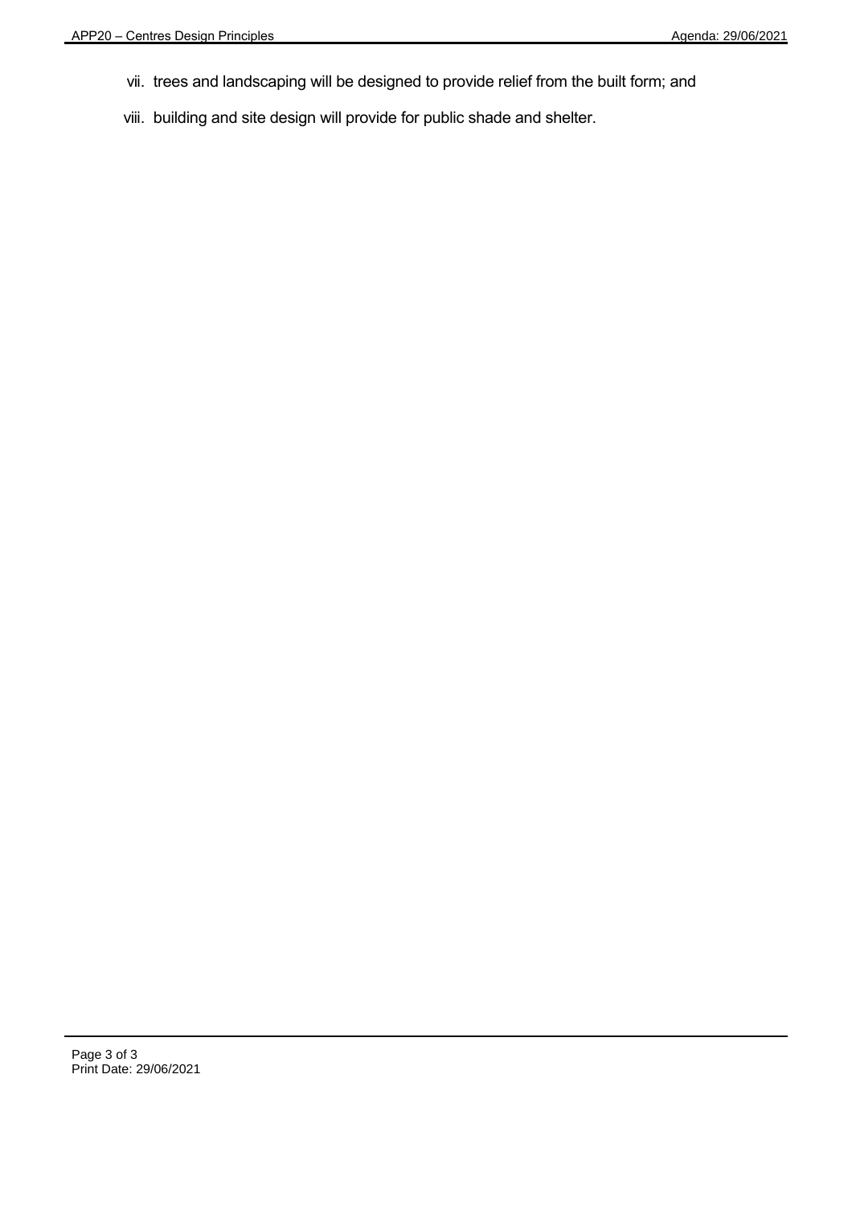vii. trees and landscaping will be designed to provide relief from the built form; and

viii. building and site design will provide for public shade and shelter.